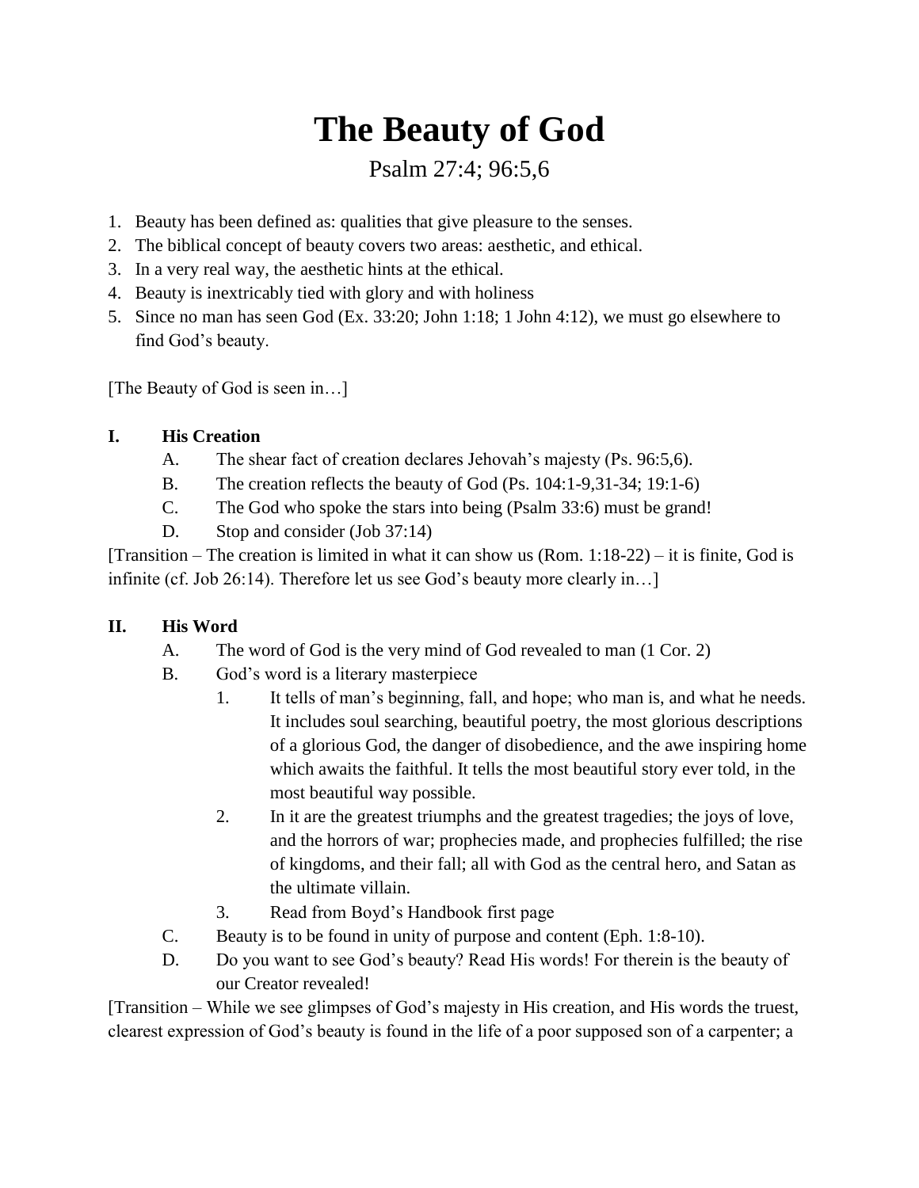// The Beauty of God

# The Beauty of God

## Psalm 27:4; 96:5,6

1. Beauty has been defined as: qualities that give pleasure to the senses.
2. The biblical concept of beauty covers two areas: aesthetic, and ethical.
3. In a very real way, the aesthetic hints at the ethical.
4. Beauty is inextricably tied with glory and with holiness
5. Since no man has seen God (Ex. 33:20; John 1:18; 1 John 4:12), we must go elsewhere to find God's beauty.

[The Beauty of God is seen in…]

### I. His Creation

- A. The shear fact of creation declares Jehovah's majesty (Ps. 96:5,6).
- B. The creation reflects the beauty of God (Ps. 104:1-9,31-34; 19:1-6)
- C. The God who spoke the stars into being (Psalm 33:6) must be grand!
- D. Stop and consider (Job 37:14)

[Transition – The creation is limited in what it can show us (Rom. 1:18-22) – it is finite, God is infinite (cf. Job 26:14). Therefore let us see God's beauty more clearly in…]

### II. His Word

- A. The word of God is the very mind of God revealed to man (1 Cor. 2)
- B. God's word is a literary masterpiece
  1. It tells of man's beginning, fall, and hope; who man is, and what he needs. It includes soul searching, beautiful poetry, the most glorious descriptions of a glorious God, the danger of disobedience, and the awe inspiring home which awaits the faithful. It tells the most beautiful story ever told, in the most beautiful way possible.
  2. In it are the greatest triumphs and the greatest tragedies; the joys of love, and the horrors of war; prophecies made, and prophecies fulfilled; the rise of kingdoms, and their fall; all with God as the central hero, and Satan as the ultimate villain.
  3. Read from Boyd's Handbook first page
- C. Beauty is to be found in unity of purpose and content (Eph. 1:8-10).
- D. Do you want to see God's beauty? Read His words! For therein is the beauty of our Creator revealed!

[Transition – While we see glimpses of God's majesty in His creation, and His words the truest, clearest expression of God's beauty is found in the life of a poor supposed son of a carpenter; a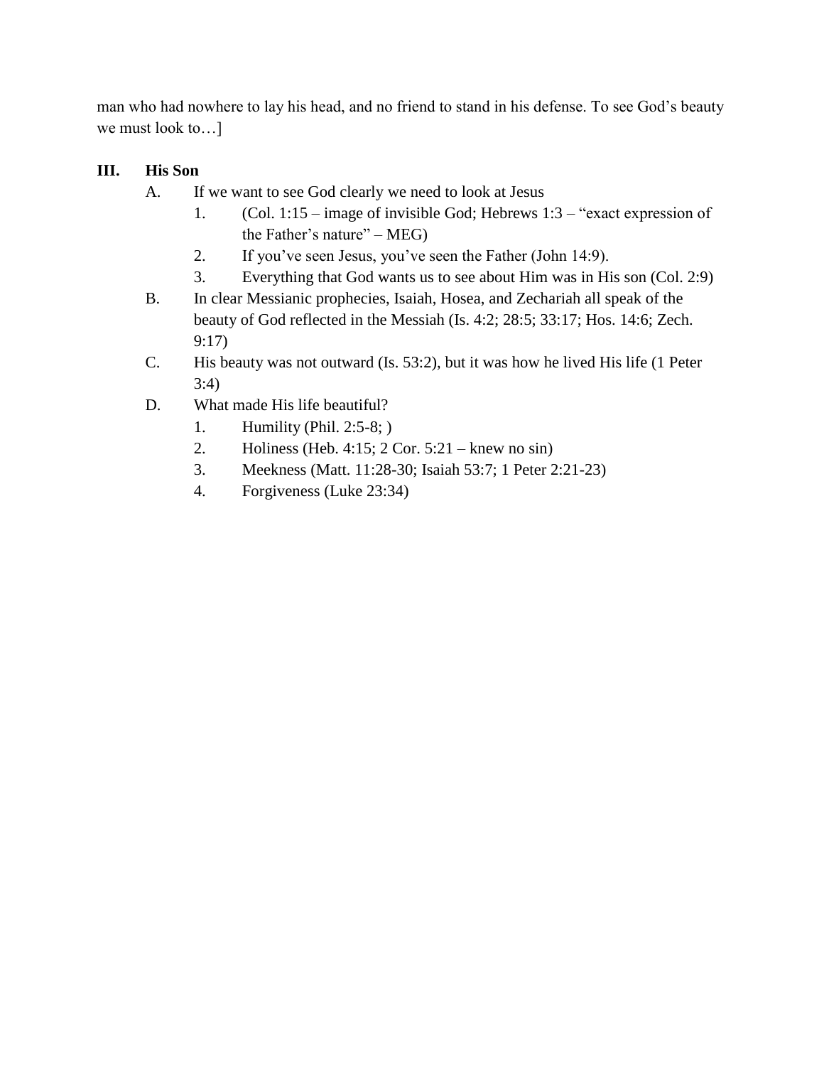man who had nowhere to lay his head, and no friend to stand in his defense. To see God's beauty we must look to…]

## III. His Son

A. If we want to see God clearly we need to look at Jesus
   1. (Col. 1:15 – image of invisible God; Hebrews 1:3 – "exact expression of the Father's nature" – MEG)
   2. If you've seen Jesus, you've seen the Father (John 14:9).
   3. Everything that God wants us to see about Him was in His son (Col. 2:9)

B. In clear Messianic prophecies, Isaiah, Hosea, and Zechariah all speak of the beauty of God reflected in the Messiah (Is. 4:2; 28:5; 33:17; Hos. 14:6; Zech. 9:17)

C. His beauty was not outward (Is. 53:2), but it was how he lived His life (1 Peter 3:4)

D. What made His life beautiful?
   1. Humility (Phil. 2:5-8; )
   2. Holiness (Heb. 4:15; 2 Cor. 5:21 – knew no sin)
   3. Meekness (Matt. 11:28-30; Isaiah 53:7; 1 Peter 2:21-23)
   4. Forgiveness (Luke 23:34)